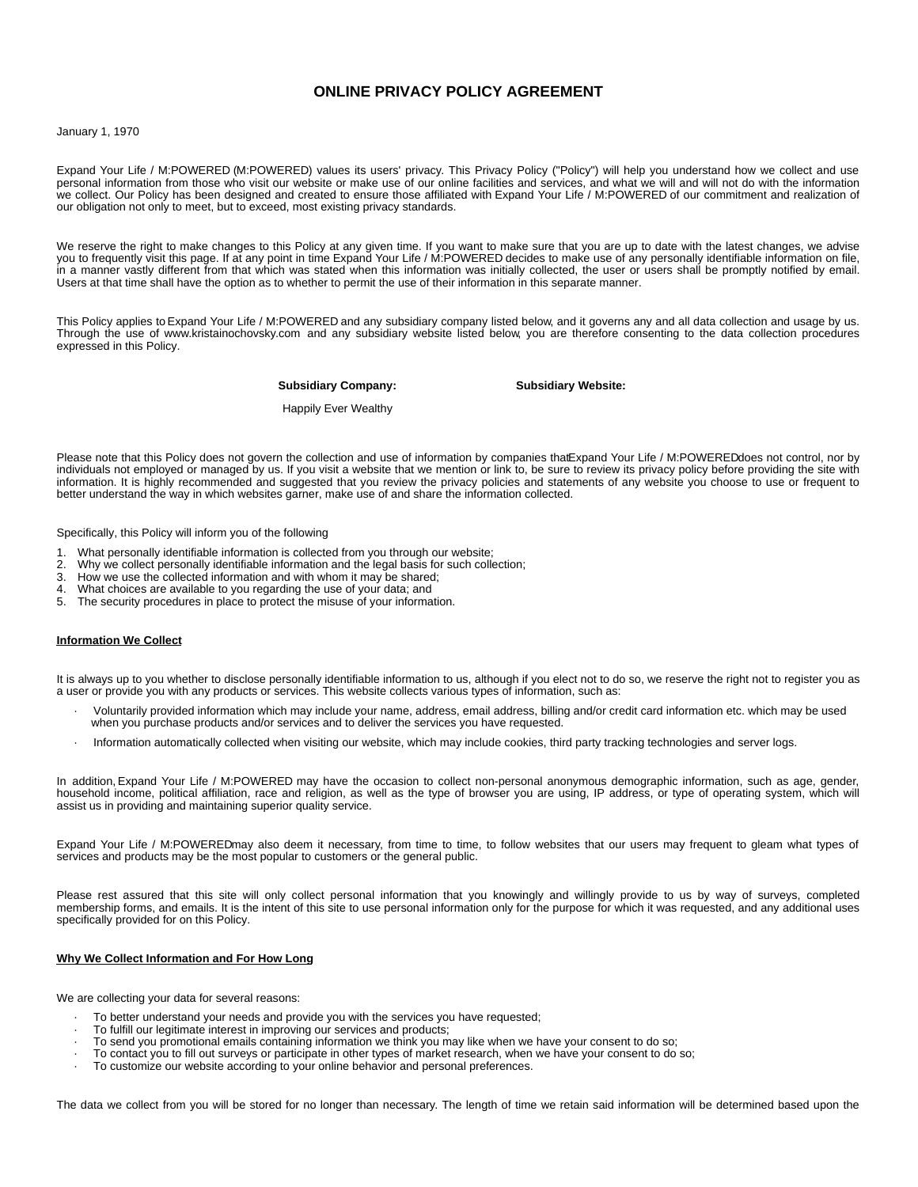# ONLINE PRIVACY POLICY AGREEMENT

January 1, 1970

Expand Your Life / M:POWERED (M:POWERED) values its users' privacy. This Privacy Policy ("Policy") will help you understand how we collect and use personal information from those who visit our website or make use of our online facilities and services, and what we will and will not do with the information we collect. Our Policy has been designed and created to ensure those affiliated with Expand Your Life / M:POWERED of our commitment and realization of our obligation not only to meet, but to exceed, most existing privacy standards.

We reserve the right to make changes to this Policy at any given time. If you want to make sure that you are up to date with the latest changes, we advise you to frequently visit this page. If at any point in time Expand Your Life / M:POWERED decides to make use of any personally identifiable information on file, in a manner vastly different from that which was stated when this information was initially collected, the user or users shall be promptly notified by email. Users at that time shall have the option as to whether to permit the use of their information in this separate manner.

This Policy applies to Expand Your Life / M:POWERED and any subsidiary company listed below, and it governs any and all data collection and usage by us. Through the use of www.kristainochovsky.com and any subsidiary website listed below, you are therefore consenting to the data collection procedures expressed in this Policy.

| Subsidiary Company: | Subsidiary Website: |
|---|---|
| Happily Ever Wealthy | |

Please note that this Policy does not govern the collection and use of information by companies that Expand Your Life / M:POWERED does not control, nor by individuals not employed or managed by us. If you visit a website that we mention or link to, be sure to review its privacy policy before providing the site with information. It is highly recommended and suggested that you review the privacy policies and statements of any website you choose to use or frequent to better understand the way in which websites garner, make use of and share the information collected.

Specifically, this Policy will inform you of the following

1. What personally identifiable information is collected from you through our website;
2. Why we collect personally identifiable information and the legal basis for such collection;
3. How we use the collected information and with whom it may be shared;
4. What choices are available to you regarding the use of your data; and
5. The security procedures in place to protect the misuse of your information.

**Information We Collect**

It is always up to you whether to disclose personally identifiable information to us, although if you elect not to do so, we reserve the right not to register you as a user or provide you with any products or services. This website collects various types of information, such as:

- Voluntarily provided information which may include your name, address, email address, billing and/or credit card information etc. which may be used when you purchase products and/or services and to deliver the services you have requested.
- Information automatically collected when visiting our website, which may include cookies, third party tracking technologies and server logs.

In addition, Expand Your Life / M:POWERED may have the occasion to collect non-personal anonymous demographic information, such as age, gender, household income, political affiliation, race and religion, as well as the type of browser you are using, IP address, or type of operating system, which will assist us in providing and maintaining superior quality service.

Expand Your Life / M:POWERED may also deem it necessary, from time to time, to follow websites that our users may frequent to gleam what types of services and products may be the most popular to customers or the general public.

Please rest assured that this site will only collect personal information that you knowingly and willingly provide to us by way of surveys, completed membership forms, and emails. It is the intent of this site to use personal information only for the purpose for which it was requested, and any additional uses specifically provided for on this Policy.

**Why We Collect Information and For How Long**

We are collecting your data for several reasons:

- To better understand your needs and provide you with the services you have requested;
- To fulfill our legitimate interest in improving our services and products;
- To send you promotional emails containing information we think you may like when we have your consent to do so;
- To contact you to fill out surveys or participate in other types of market research, when we have your consent to do so;
- To customize our website according to your online behavior and personal preferences.

The data we collect from you will be stored for no longer than necessary. The length of time we retain said information will be determined based upon the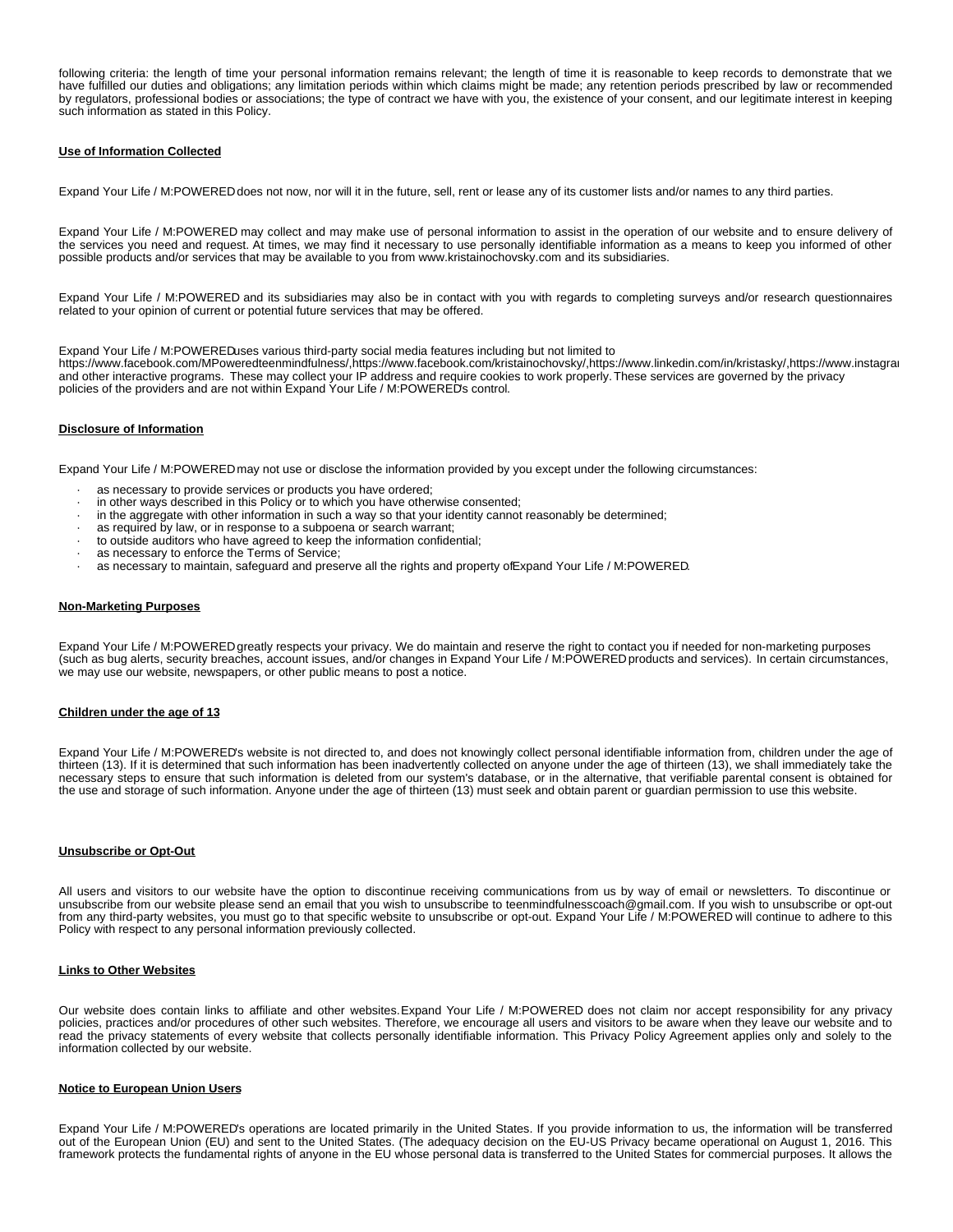following criteria: the length of time your personal information remains relevant; the length of time it is reasonable to keep records to demonstrate that we have fulfilled our duties and obligations; any limitation periods within which claims might be made; any retention periods prescribed by law or recommended by regulators, professional bodies or associations; the type of contract we have with you, the existence of your consent, and our legitimate interest in keeping such information as stated in this Policy.

**Use of Information Collected**

Expand Your Life / M:POWERED does not now, nor will it in the future, sell, rent or lease any of its customer lists and/or names to any third parties.

Expand Your Life / M:POWERED may collect and may make use of personal information to assist in the operation of our website and to ensure delivery of the services you need and request. At times, we may find it necessary to use personally identifiable information as a means to keep you informed of other possible products and/or services that may be available to you from www.kristainochovsky.com and its subsidiaries.

Expand Your Life / M:POWERED and its subsidiaries may also be in contact with you with regards to completing surveys and/or research questionnaires related to your opinion of current or potential future services that may be offered.

Expand Your Life / M:POWERED uses various third-party social media features including but not limited to https://www.facebook.com/MPoweredteenmindfulness/,https://www.facebook.com/kristainochovsky/,https://www.linkedin.com/in/kristasky/,https://www.instagra and other interactive programs. These may collect your IP address and require cookies to work properly. These services are governed by the privacy policies of the providers and are not within Expand Your Life / M:POWERED's control.

**Disclosure of Information**

Expand Your Life / M:POWERED may not use or disclose the information provided by you except under the following circumstances:

- as necessary to provide services or products you have ordered;
- in other ways described in this Policy or to which you have otherwise consented;
- in the aggregate with other information in such a way so that your identity cannot reasonably be determined;
- as required by law, or in response to a subpoena or search warrant;
- to outside auditors who have agreed to keep the information confidential;
- as necessary to enforce the Terms of Service;
- as necessary to maintain, safeguard and preserve all the rights and property of Expand Your Life / M:POWERED.

**Non-Marketing Purposes**

Expand Your Life / M:POWERED greatly respects your privacy. We do maintain and reserve the right to contact you if needed for non-marketing purposes (such as bug alerts, security breaches, account issues, and/or changes in Expand Your Life / M:POWERED products and services). In certain circumstances, we may use our website, newspapers, or other public means to post a notice.

**Children under the age of 13**

Expand Your Life / M:POWERED's website is not directed to, and does not knowingly collect personal identifiable information from, children under the age of thirteen (13). If it is determined that such information has been inadvertently collected on anyone under the age of thirteen (13), we shall immediately take the necessary steps to ensure that such information is deleted from our system's database, or in the alternative, that verifiable parental consent is obtained for the use and storage of such information. Anyone under the age of thirteen (13) must seek and obtain parent or guardian permission to use this website.

**Unsubscribe or Opt-Out**

All users and visitors to our website have the option to discontinue receiving communications from us by way of email or newsletters. To discontinue or unsubscribe from our website please send an email that you wish to unsubscribe to teenmindfulnesscoach@gmail.com. If you wish to unsubscribe or opt-out from any third-party websites, you must go to that specific website to unsubscribe or opt-out. Expand Your Life / M:POWERED will continue to adhere to this Policy with respect to any personal information previously collected.

**Links to Other Websites**

Our website does contain links to affiliate and other websites. Expand Your Life / M:POWERED does not claim nor accept responsibility for any privacy policies, practices and/or procedures of other such websites. Therefore, we encourage all users and visitors to be aware when they leave our website and to read the privacy statements of every website that collects personally identifiable information. This Privacy Policy Agreement applies only and solely to the information collected by our website.

**Notice to European Union Users**

Expand Your Life / M:POWERED's operations are located primarily in the United States. If you provide information to us, the information will be transferred out of the European Union (EU) and sent to the United States. (The adequacy decision on the EU-US Privacy became operational on August 1, 2016. This framework protects the fundamental rights of anyone in the EU whose personal data is transferred to the United States for commercial purposes. It allows the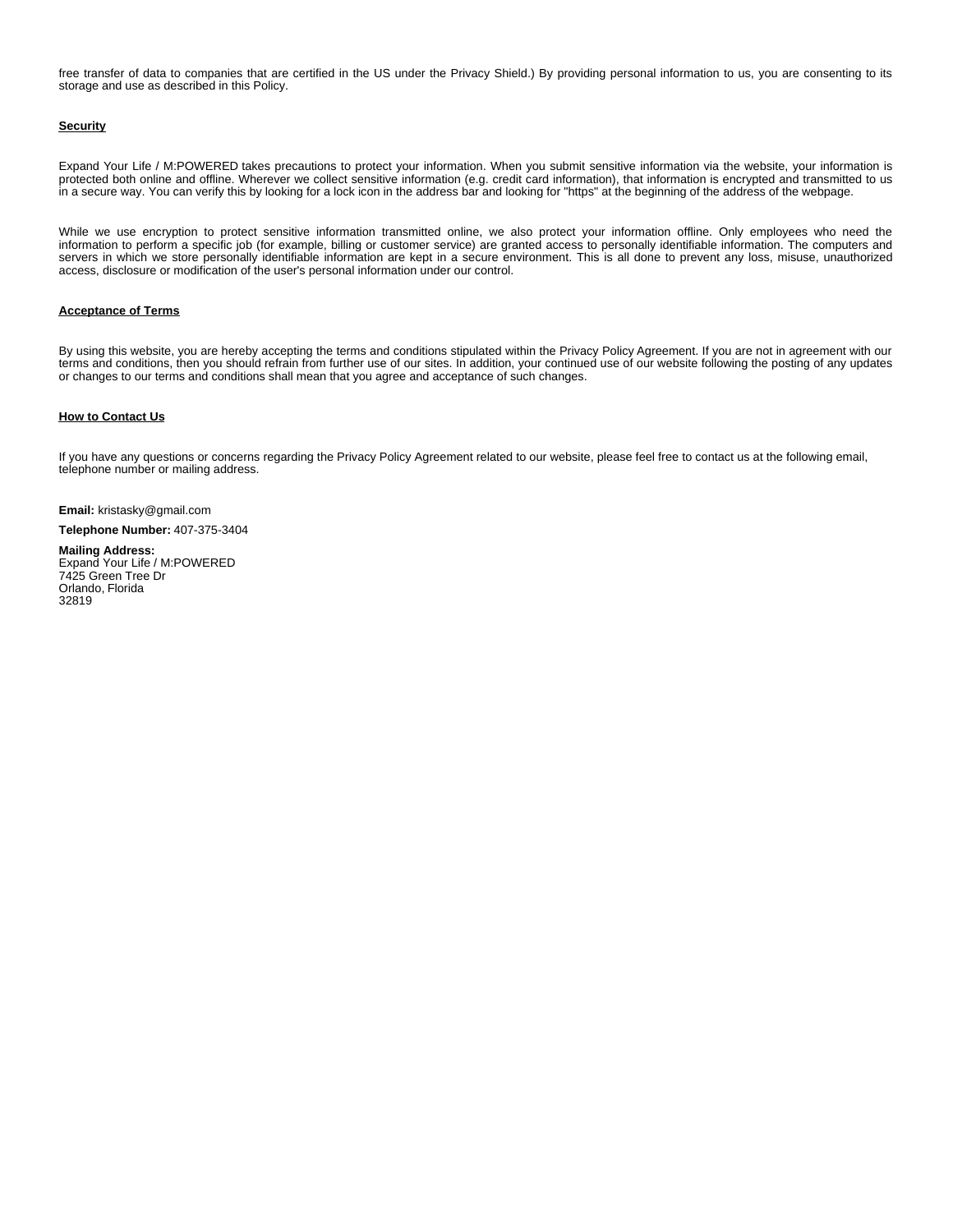free transfer of data to companies that are certified in the US under the Privacy Shield.) By providing personal information to us, you are consenting to its storage and use as described in this Policy.

## Security

Expand Your Life / M:POWERED takes precautions to protect your information. When you submit sensitive information via the website, your information is protected both online and offline. Wherever we collect sensitive information (e.g. credit card information), that information is encrypted and transmitted to us in a secure way. You can verify this by looking for a lock icon in the address bar and looking for "https" at the beginning of the address of the webpage.

While we use encryption to protect sensitive information transmitted online, we also protect your information offline. Only employees who need the information to perform a specific job (for example, billing or customer service) are granted access to personally identifiable information. The computers and servers in which we store personally identifiable information are kept in a secure environment. This is all done to prevent any loss, misuse, unauthorized access, disclosure or modification of the user's personal information under our control.

## Acceptance of Terms

By using this website, you are hereby accepting the terms and conditions stipulated within the Privacy Policy Agreement. If you are not in agreement with our terms and conditions, then you should refrain from further use of our sites. In addition, your continued use of our website following the posting of any updates or changes to our terms and conditions shall mean that you agree and acceptance of such changes.

## How to Contact Us

If you have any questions or concerns regarding the Privacy Policy Agreement related to our website, please feel free to contact us at the following email, telephone number or mailing address.

**Email:** kristasky@gmail.com

**Telephone Number:** 407-375-3404

**Mailing Address:**
Expand Your Life / M:POWERED
7425 Green Tree Dr
Orlando, Florida
32819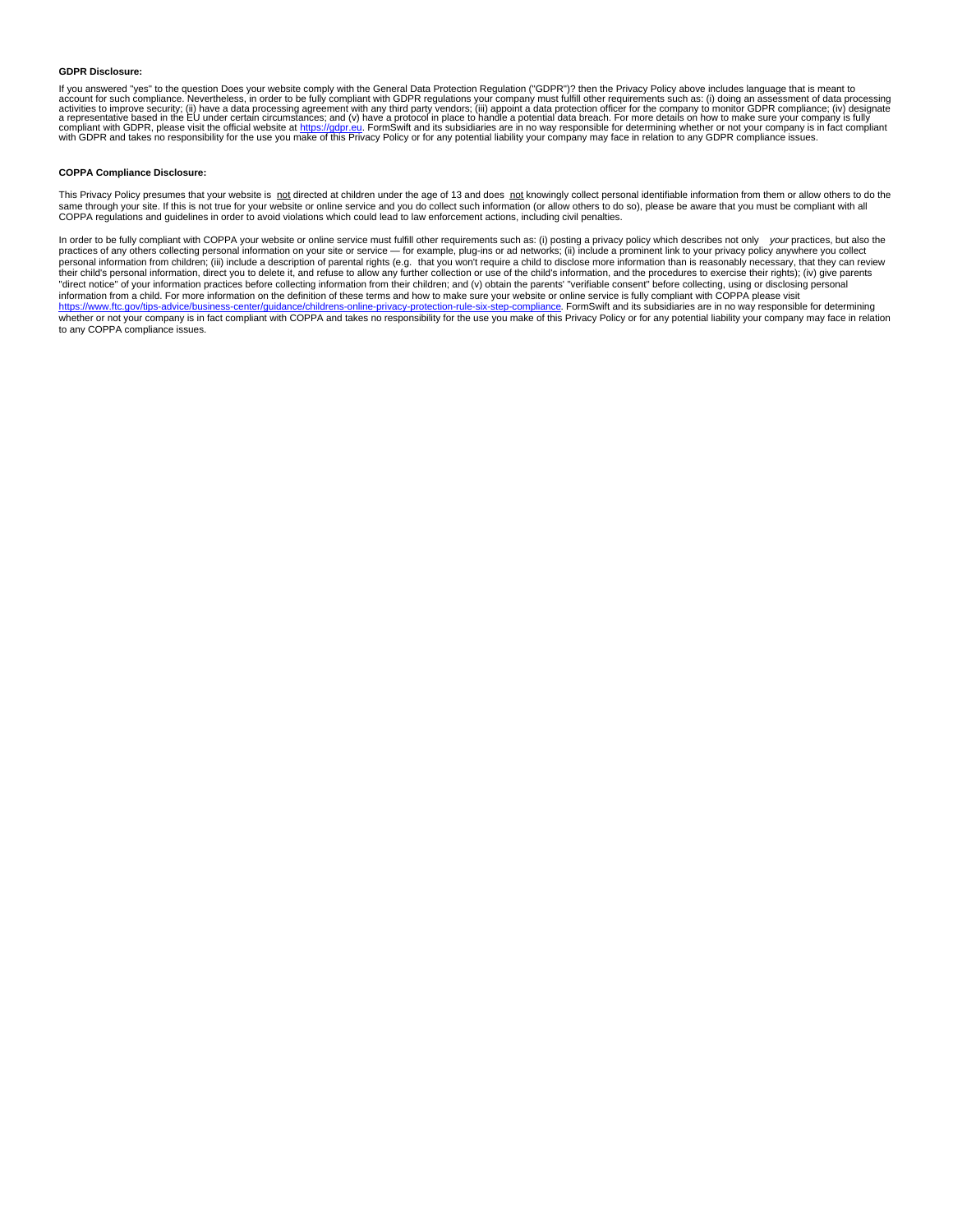**GDPR Disclosure:**

If you answered "yes" to the question Does your website comply with the General Data Protection Regulation ("GDPR")? then the Privacy Policy above includes language that is meant to account for such compliance. Nevertheless, in order to be fully compliant with GDPR regulations your company must fulfill other requirements such as: (i) doing an assessment of data processing activities to improve security; (ii) have a data processing agreement with any third party vendors; (iii) appoint a data protection officer for the company to monitor GDPR compliance; (iv) designate a representative based in the EU under certain circumstances; and (v) have a protocol in place to handle a potential data breach. For more details on how to make sure your company is fully compliant with GDPR, please visit the official website at https://gdpr.eu. FormSwift and its subsidiaries are in no way responsible for determining whether or not your company is in fact compliant with GDPR and takes no responsibility for the use you make of this Privacy Policy or for any potential liability your company may face in relation to any GDPR compliance issues.

**COPPA Compliance Disclosure:**

This Privacy Policy presumes that your website is not directed at children under the age of 13 and does not knowingly collect personal identifiable information from them or allow others to do the same through your site. If this is not true for your website or online service and you do collect such information (or allow others to do so), please be aware that you must be compliant with all COPPA regulations and guidelines in order to avoid violations which could lead to law enforcement actions, including civil penalties.

In order to be fully compliant with COPPA your website or online service must fulfill other requirements such as: (i) posting a privacy policy which describes not only *your* practices, but also the practices of any others collecting personal information on your site or service — for example, plug-ins or ad networks; (ii) include a prominent link to your privacy policy anywhere you collect personal information from children; (iii) include a description of parental rights (e.g. that you won't require a child to disclose more information than is reasonably necessary, that they can review their child's personal information, direct you to delete it, and refuse to allow any further collection or use of the child's information, and the procedures to exercise their rights); (iv) give parents "direct notice" of your information practices before collecting information from their children; and (v) obtain the parents' "verifiable consent" before collecting, using or disclosing personal information from a child. For more information on the definition of these terms and how to make sure your website or online service is fully compliant with COPPA please visit https://www.ftc.gov/tips-advice/business-center/guidance/childrens-online-privacy-protection-rule-six-step-compliance. FormSwift and its subsidiaries are in no way responsible for determining whether or not your company is in fact compliant with COPPA and takes no responsibility for the use you make of this Privacy Policy or for any potential liability your company may face in relation to any COPPA compliance issues.